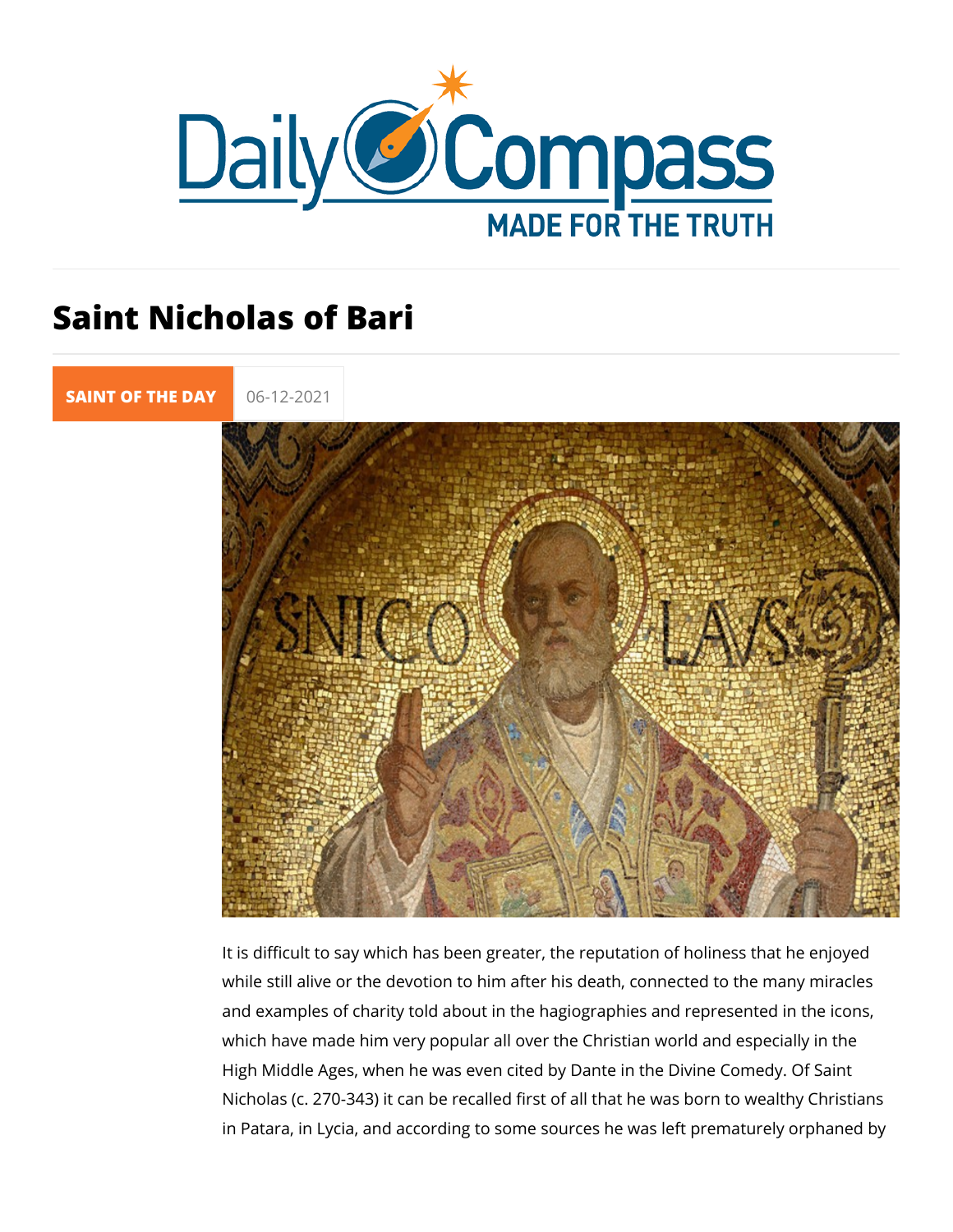# Saint Nicholas of Bari

SAINT OF THE DAY 06-12-2021

It is difficult to say which has been greater, the reputation of holiness that he enjoyed while still alive or the devotion to him after his death, connected to the many miracles and examples of charity told about in the hagiographies and represented in the icons, which have made him very popular all over the Christian world and especially in the High Middle Ages, when he was even cited by Dante in the Divine Comedy. Of Saint Nicholas (c. 270-343) it can be recalled first of all that he was born to wealthy Christians in Patara, in Lycia, and according to some sources he was left prematurely orphaned by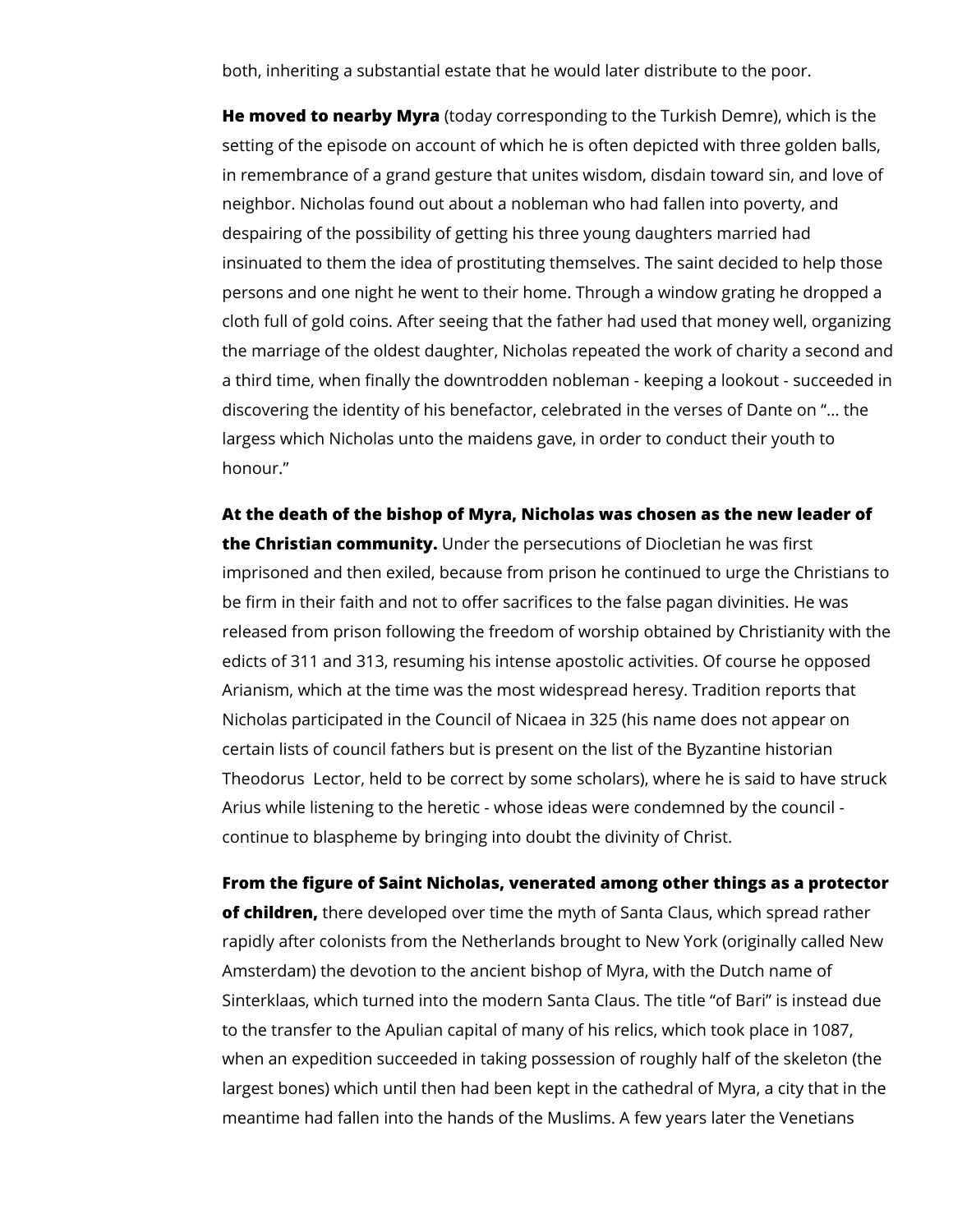both, inheriting a substantial estate that he would later distribute to the poor.

**He moved to nearby Myra** (today corresponding to the Turkish Demre), which is the setting of the episode on account of which he is often depicted with three golden balls, in remembrance of a grand gesture that unites wisdom, disdain toward sin, and love of neighbor. Nicholas found out about a nobleman who had fallen into poverty, and despairing of the possibility of getting his three young daughters married had insinuated to them the idea of prostituting themselves. The saint decided to help those persons and one night he went to their home. Through a window grating he dropped a cloth full of gold coins. After seeing that the father had used that money well, organizing the marriage of the oldest daughter, Nicholas repeated the work of charity a second and a third time, when finally the downtrodden nobleman - keeping a lookout - succeeded in discovering the identity of his benefactor, celebrated in the verses of Dante on "… the largess which Nicholas unto the maidens gave, in order to conduct their youth to honour."

**At the death of the bishop of Myra, Nicholas was chosen as the new leader of the Christian community.** Under the persecutions of Diocletian he was first imprisoned and then exiled, because from prison he continued to urge the Christians to be firm in their faith and not to offer sacrifices to the false pagan divinities. He was released from prison following the freedom of worship obtained by Christianity with the edicts of 311 and 313, resuming his intense apostolic activities. Of course he opposed Arianism, which at the time was the most widespread heresy. Tradition reports that Nicholas participated in the Council of Nicaea in 325 (his name does not appear on certain lists of council fathers but is present on the list of the Byzantine historian Theodorus Lector, held to be correct by some scholars), where he is said to have struck Arius while listening to the heretic - whose ideas were condemned by the council - continue to blaspheme by bringing into doubt the divinity of Christ.

**From the figure of Saint Nicholas, venerated among other things as a protector of children,** there developed over time the myth of Santa Claus, which spread rather rapidly after colonists from the Netherlands brought to New York (originally called New Amsterdam) the devotion to the ancient bishop of Myra, with the Dutch name of Sinterklaas, which turned into the modern Santa Claus. The title "of Bari" is instead due to the transfer to the Apulian capital of many of his relics, which took place in 1087, when an expedition succeeded in taking possession of roughly half of the skeleton (the largest bones) which until then had been kept in the cathedral of Myra, a city that in the meantime had fallen into the hands of the Muslims. A few years later the Venetians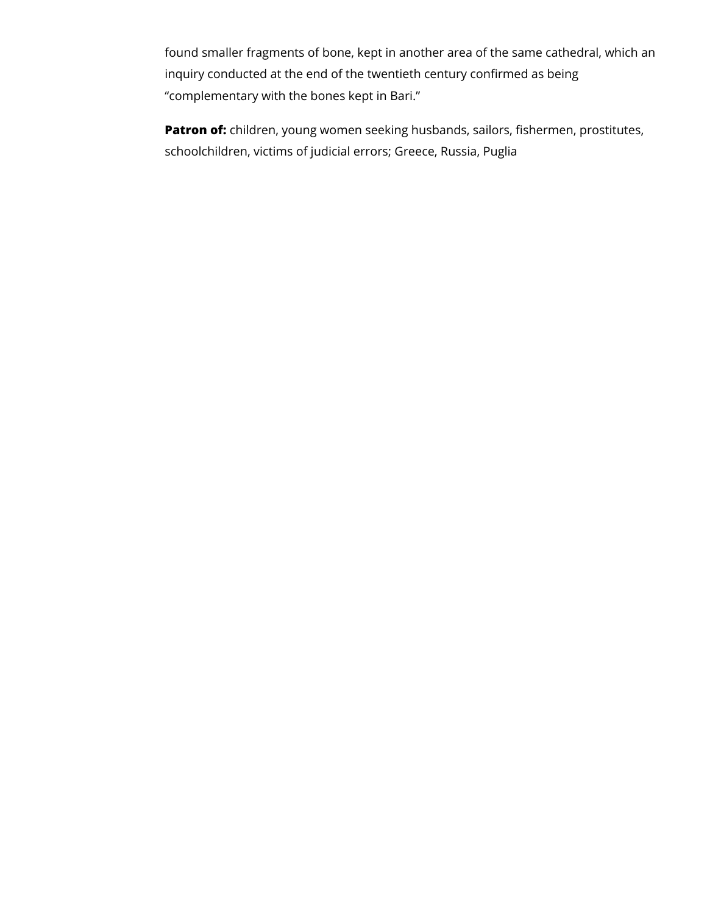found smaller fragments of bone, kept in another area of the same cathedral, which an inquiry conducted at the end of the twentieth century confirmed as being "complementary with the bones kept in Bari."

**Patron of:** children, young women seeking husbands, sailors, fishermen, prostitutes, schoolchildren, victims of judicial errors; Greece, Russia, Puglia